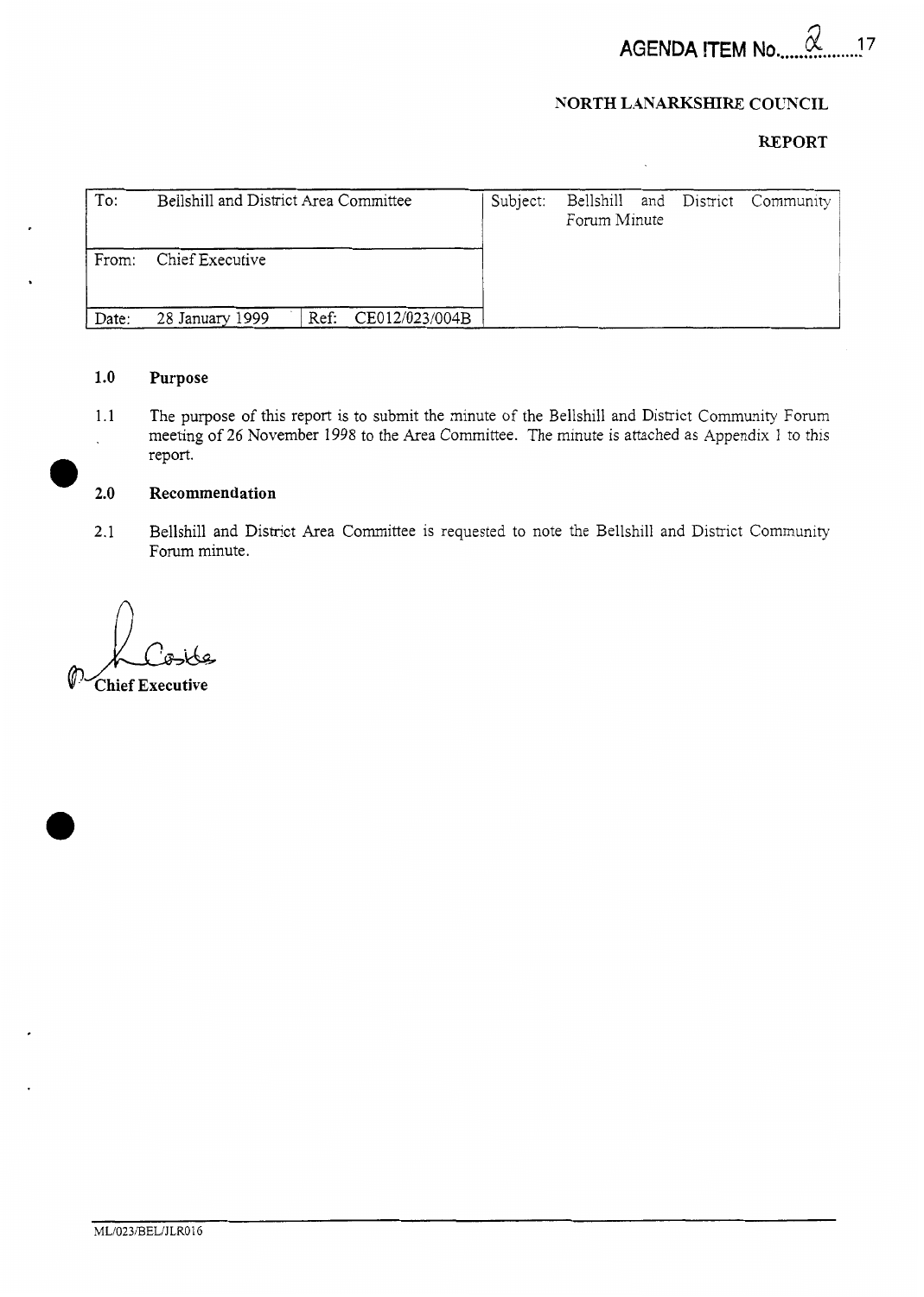**AGENDA ITEM No.....2.....**

**NORTH LANARKSHIRE COUNCIL**

**REPORT**

| To: | Bellshill and District Area Committee | | Subject: | Bellshill and District Community Forum Minute |
|---|---|---|---|---|
| From: | Chief Executive | | | |
| Date: | 28 January 1999 | Ref: CE012/023/004B | | |

## 1.0 Purpose

1.1 The purpose of this report is to submit the minute of the Bellshill and District Community Forum meeting of 26 November 1998 to the Area Committee. The minute is attached as Appendix 1 to this report.

## 2.0 Recommendation

2.1 Bellshill and District Area Committee is requested to note the Bellshill and District Community Forum minute.

**Chief Executive**

ML/023/BEL/JLR016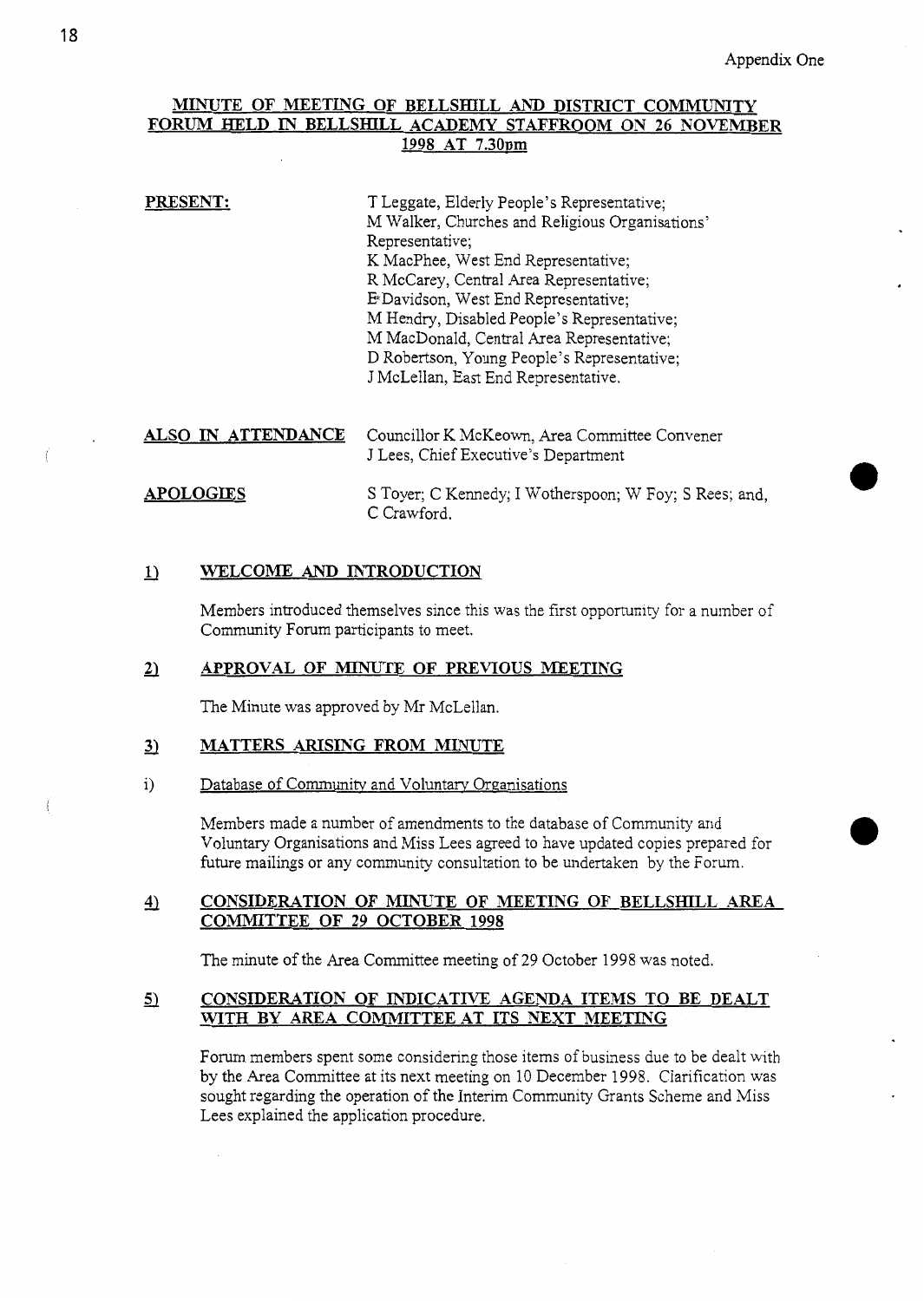Appendix One

## MINUTE OF MEETING OF BELLSHILL AND DISTRICT COMMUNITY FORUM HELD IN BELLSHILL ACADEMY STAFFROOM ON 26 NOVEMBER 1998 AT 7.30pm

**PRESENT:**

T Leggate, Elderly People's Representative;
M Walker, Churches and Religious Organisations' Representative;
K MacPhee, West End Representative;
R McCarey, Central Area Representative;
E Davidson, West End Representative;
M Hendry, Disabled People's Representative;
M MacDonald, Central Area Representative;
D Robertson, Young People's Representative;
J McLellan, East End Representative.

**ALSO IN ATTENDANCE**

Councillor K McKeown, Area Committee Convener
J Lees, Chief Executive's Department

**APOLOGIES**

S Toyer; C Kennedy; I Wotherspoon; W Foy; S Rees; and, C Crawford.

### 1) WELCOME AND INTRODUCTION

Members introduced themselves since this was the first opportunity for a number of Community Forum participants to meet.

### 2) APPROVAL OF MINUTE OF PREVIOUS MEETING

The Minute was approved by Mr McLellan.

### 3) MATTERS ARISING FROM MINUTE

i) Database of Community and Voluntary Organisations

Members made a number of amendments to the database of Community and Voluntary Organisations and Miss Lees agreed to have updated copies prepared for future mailings or any community consultation to be undertaken by the Forum.

### 4) CONSIDERATION OF MINUTE OF MEETING OF BELLSHILL AREA COMMITTEE OF 29 OCTOBER 1998

The minute of the Area Committee meeting of 29 October 1998 was noted.

### 5) CONSIDERATION OF INDICATIVE AGENDA ITEMS TO BE DEALT WITH BY AREA COMMITTEE AT ITS NEXT MEETING

Forum members spent some considering those items of business due to be dealt with by the Area Committee at its next meeting on 10 December 1998. Clarification was sought regarding the operation of the Interim Community Grants Scheme and Miss Lees explained the application procedure.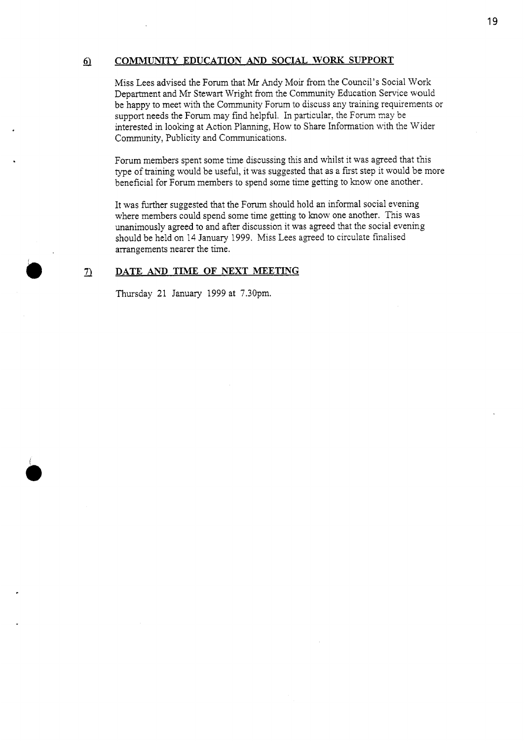## 6) COMMUNITY EDUCATION AND SOCIAL WORK SUPPORT

Miss Lees advised the Forum that Mr Andy Moir from the Council's Social Work Department and Mr Stewart Wright from the Community Education Service would be happy to meet with the Community Forum to discuss any training requirements or support needs the Forum may find helpful. In particular, the Forum may be interested in looking at Action Planning, How to Share Information with the Wider Community, Publicity and Communications.

Forum members spent some time discussing this and whilst it was agreed that this type of training would be useful, it was suggested that as a first step it would be more beneficial for Forum members to spend some time getting to know one another.

It was further suggested that the Forum should hold an informal social evening where members could spend some time getting to know one another. This was unanimously agreed to and after discussion it was agreed that the social evening should be held on 14 January 1999. Miss Lees agreed to circulate finalised arrangements nearer the time.

## 7) DATE AND TIME OF NEXT MEETING

Thursday 21 January 1999 at 7.30pm.